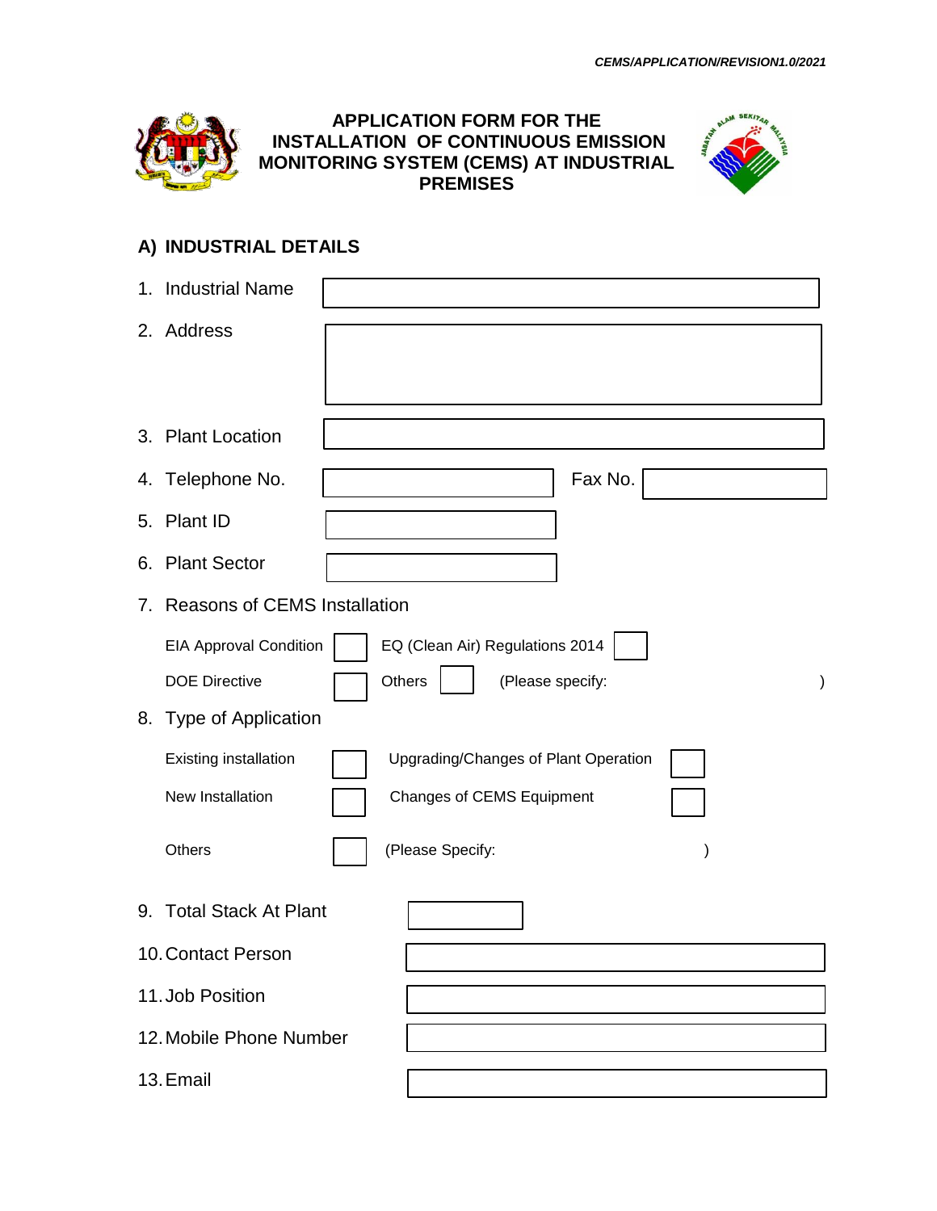CEMS/APPLICATION/REVISION1.0/2021

# APPLICATION FORM FOR THE INSTALLATION OF CONTINUOUS EMISSION MONITORING SYSTEM (CEMS) AT INDUSTRIAL PREMISES

## A) INDUSTRIAL DETAILS

1. Industrial Name
2. Address
3. Plant Location
4. Telephone No. Fax No.
5. Plant ID
6. Plant Sector
7. Reasons of CEMS Installation

   EIA Approval Condition ☐ EQ (Clean Air) Regulations 2014 ☐

   DOE Directive ☐ Others ☐ (Please specify: )

8. Type of Application

   Existing installation ☐ Upgrading/Changes of Plant Operation ☐

   New Installation ☐ Changes of CEMS Equipment ☐

   Others ☐ (Please Specify: )

9. Total Stack At Plant
10. Contact Person
11. Job Position
12. Mobile Phone Number
13. Email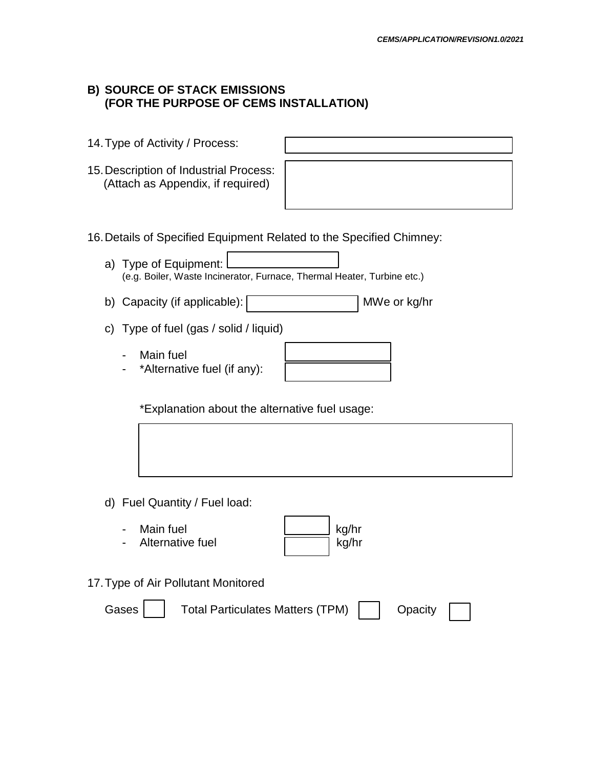## B) SOURCE OF STACK EMISSIONS (FOR THE PURPOSE OF CEMS INSTALLATION)

14. Type of Activity / Process:

15. Description of Industrial Process: (Attach as Appendix, if required)

16. Details of Specified Equipment Related to the Specified Chimney:

   a) Type of Equipment: 
      (e.g. Boiler, Waste Incinerator, Furnace, Thermal Heater, Turbine etc.)

   b) Capacity (if applicable): MWe or kg/hr

   c) Type of fuel (gas / solid / liquid)

   - Main fuel
   - *Alternative fuel (if any):

   *Explanation about the alternative fuel usage:

   d) Fuel Quantity / Fuel load:

   - Main fuel kg/hr
   - Alternative fuel kg/hr

17. Type of Air Pollutant Monitored

   Gases ☐ Total Particulates Matters (TPM) ☐ Opacity ☐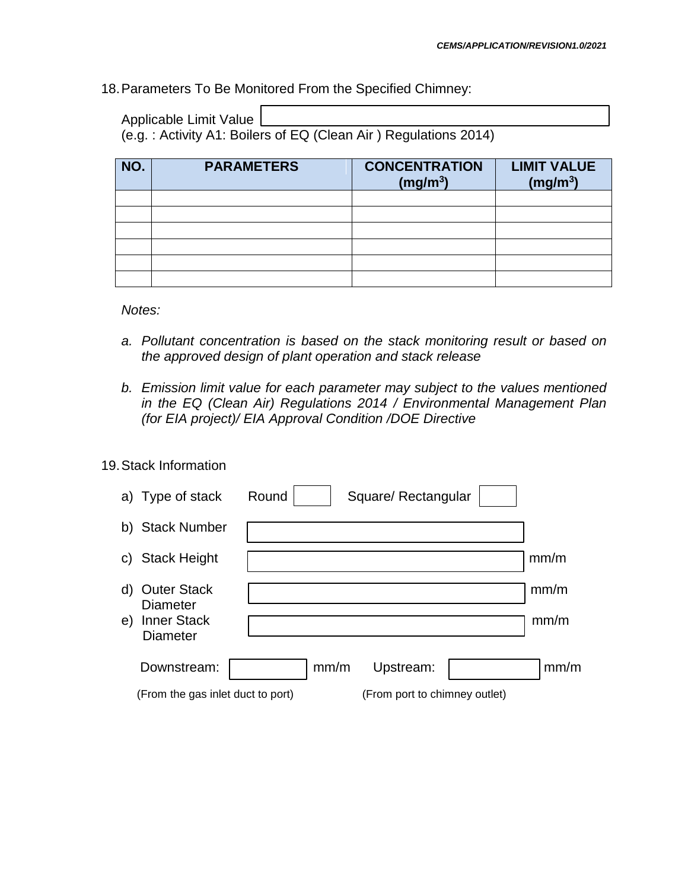18. Parameters To Be Monitored From the Specified Chimney:

Applicable Limit Value [ ]
(e.g. : Activity A1: Boilers of EQ (Clean Air ) Regulations 2014)

| NO. | PARAMETERS | CONCENTRATION (mg/m$^3$) | LIMIT VALUE (mg/m$^3$) |
|---|---|---|---|
| | | | |
| | | | |
| | | | |
| | | | |
| | | | |
| | | | |

*Notes:*

a. *Pollutant concentration is based on the stack monitoring result or based on the approved design of plant operation and stack release*

b. *Emission limit value for each parameter may subject to the values mentioned in the EQ (Clean Air) Regulations 2014 / Environmental Management Plan (for EIA project)/ EIA Approval Condition /DOE Directive*

19. Stack Information

a) Type of stack   Round [ ]   Square/ Rectangular [ ]

b) Stack Number [ ]

c) Stack Height [ ] mm/m

d) Outer Stack Diameter [ ] mm/m

e) Inner Stack Diameter [ ] mm/m

Downstream: [ ] mm/m   Upstream: [ ] mm/m

(From the gas inlet duct to port)   (From port to chimney outlet)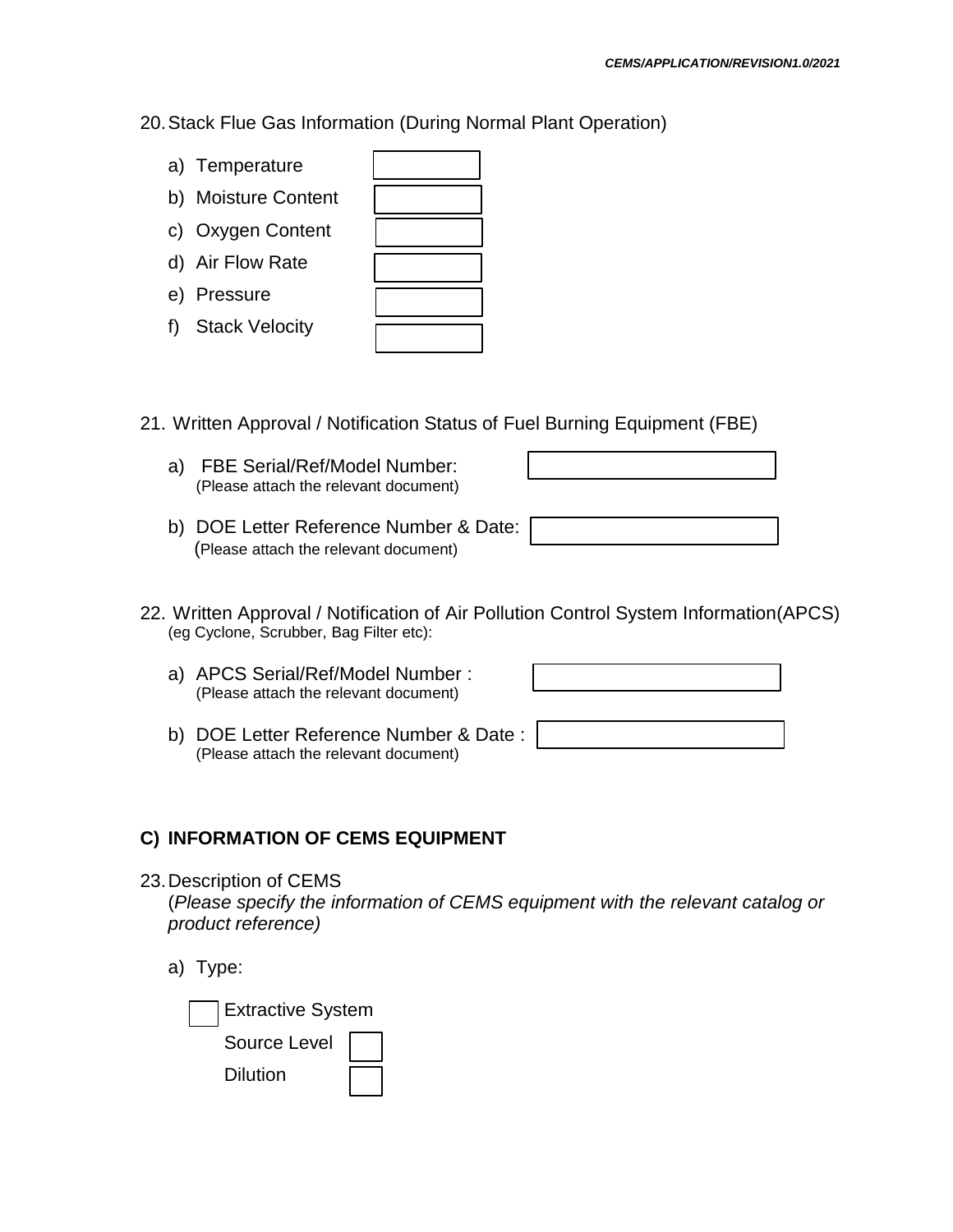20. Stack Flue Gas Information (During Normal Plant Operation)

   a) Temperature
   b) Moisture Content
   c) Oxygen Content
   d) Air Flow Rate
   e) Pressure
   f) Stack Velocity

21. Written Approval / Notification Status of Fuel Burning Equipment (FBE)

   a) FBE Serial/Ref/Model Number:
      (Please attach the relevant document)

   b) DOE Letter Reference Number & Date:
      (Please attach the relevant document)

22. Written Approval / Notification of Air Pollution Control System Information(APCS)
   (eg Cyclone, Scrubber, Bag Filter etc):

   a) APCS Serial/Ref/Model Number :
      (Please attach the relevant document)

   b) DOE Letter Reference Number & Date :
      (Please attach the relevant document)

## C) INFORMATION OF CEMS EQUIPMENT

23. Description of CEMS
   (*Please specify the information of CEMS equipment with the relevant catalog or product reference)*

   a) Type:

      ☐ Extractive System

      Source Level ☐

      Dilution ☐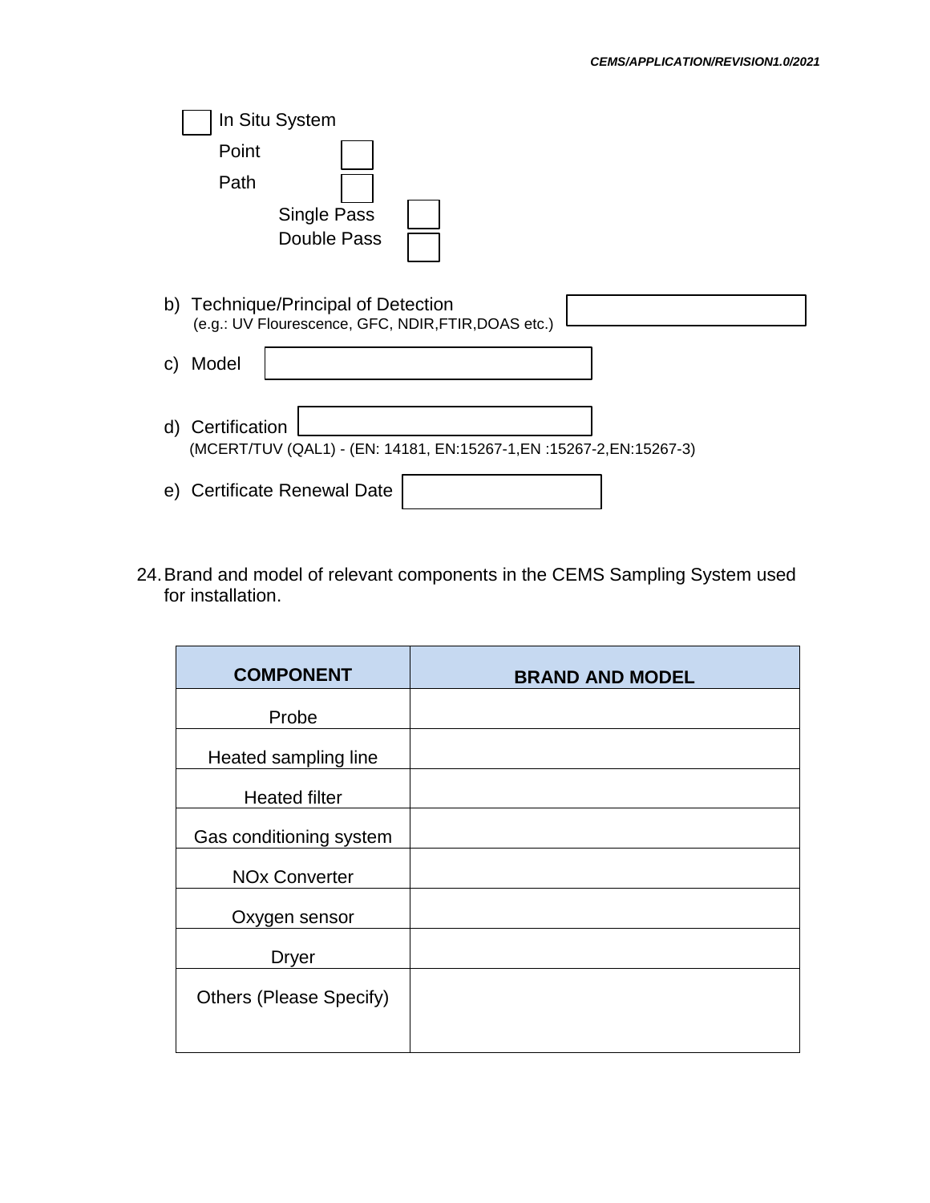☐ In Situ System

Point ☐

Path ☐

Single Pass ☐

Double Pass ☐

b) Technique/Principal of Detection ☐
(e.g.: UV Flourescence, GFC, NDIR,FTIR,DOAS etc.)

c) Model ☐

d) Certification ☐
(MCERT/TUV (QAL1) - (EN: 14181, EN:15267-1,EN :15267-2,EN:15267-3)

e) Certificate Renewal Date ☐

24. Brand and model of relevant components in the CEMS Sampling System used for installation.

| COMPONENT | BRAND AND MODEL |
|---|---|
| Probe | |
| Heated sampling line | |
| Heated filter | |
| Gas conditioning system | |
| NOx Converter | |
| Oxygen sensor | |
| Dryer | |
| Others (Please Specify) | |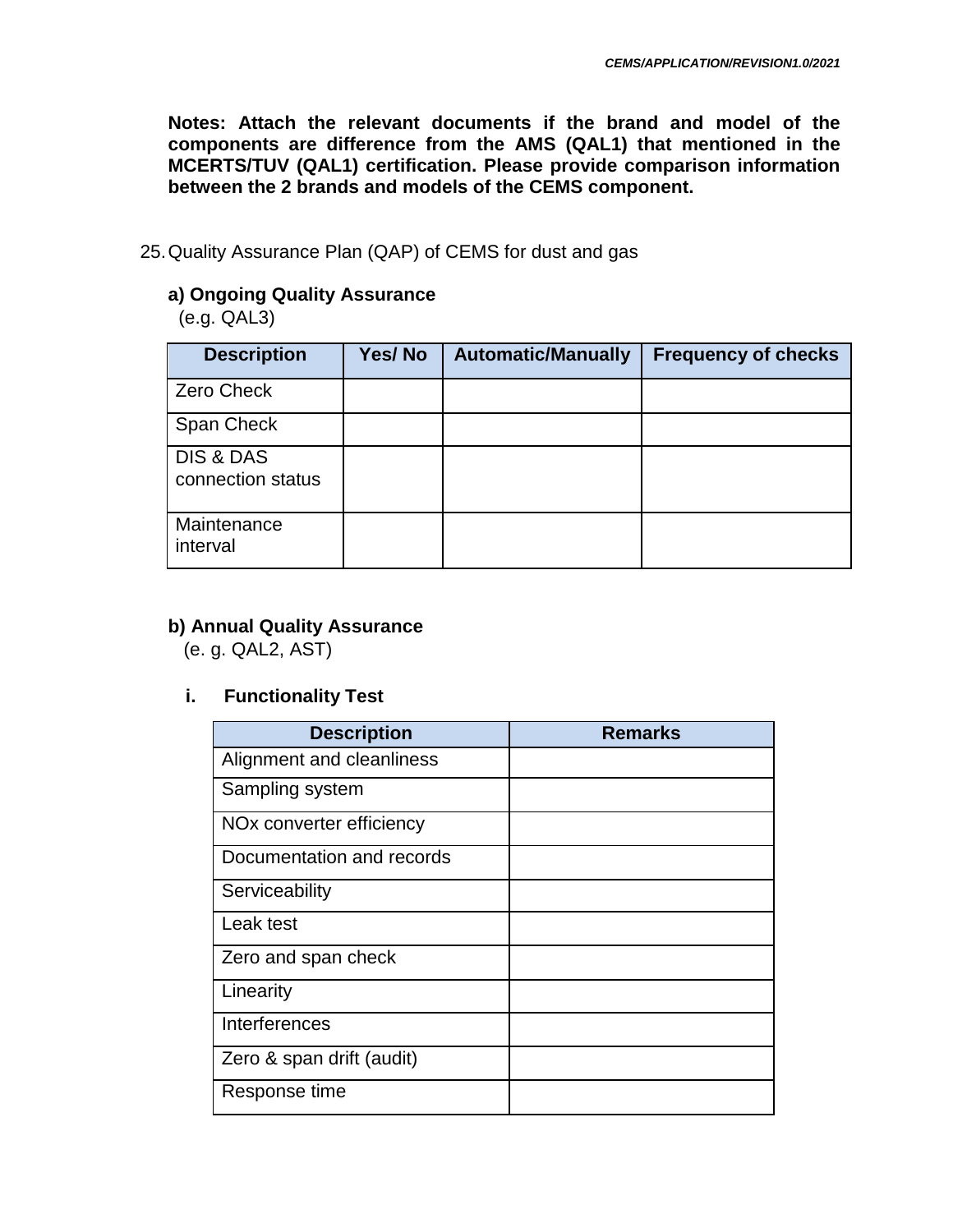**Notes: Attach the relevant documents if the brand and model of the components are difference from the AMS (QAL1) that mentioned in the MCERTS/TUV (QAL1) certification. Please provide comparison information between the 2 brands and models of the CEMS component.**

25. Quality Assurance Plan (QAP) of CEMS for dust and gas

**a) Ongoing Quality Assurance**
(e.g. QAL3)

| Description | Yes/ No | Automatic/Manually | Frequency of checks |
|---|---|---|---|
| Zero Check | | | |
| Span Check | | | |
| DIS & DAS connection status | | | |
| Maintenance interval | | | |

**b) Annual Quality Assurance**
(e. g. QAL2, AST)

**i. Functionality Test**

| Description | Remarks |
|---|---|
| Alignment and cleanliness | |
| Sampling system | |
| NOx converter efficiency | |
| Documentation and records | |
| Serviceability | |
| Leak test | |
| Zero and span check | |
| Linearity | |
| Interferences | |
| Zero & span drift (audit) | |
| Response time | |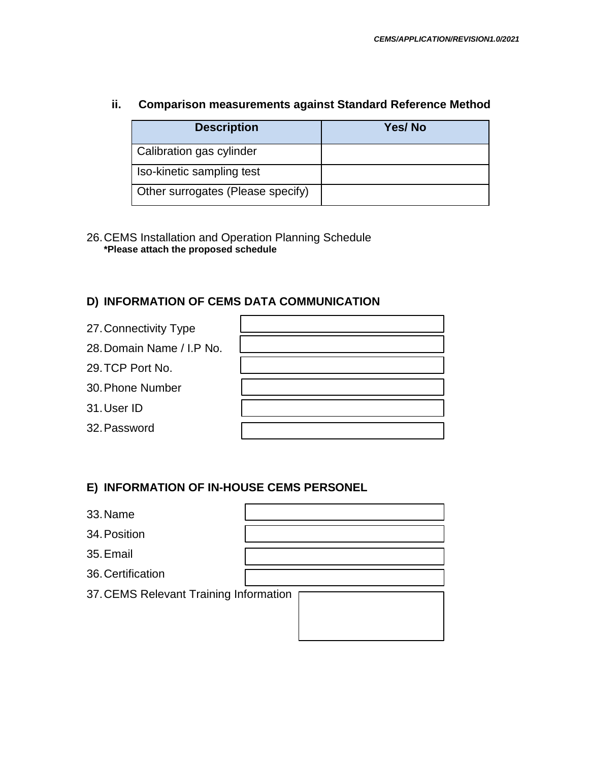### ii. Comparison measurements against Standard Reference Method

| Description | Yes/ No |
|---|---|
| Calibration gas cylinder | |
| Iso-kinetic sampling test | |
| Other surrogates (Please specify) | |

26. CEMS Installation and Operation Planning Schedule
    **\*Please attach the proposed schedule**

## D) INFORMATION OF CEMS DATA COMMUNICATION

27. Connectivity Type
28. Domain Name / I.P No.
29. TCP Port No.
30. Phone Number
31. User ID
32. Password

## E) INFORMATION OF IN-HOUSE CEMS PERSONEL

33. Name
34. Position
35. Email
36. Certification
37. CEMS Relevant Training Information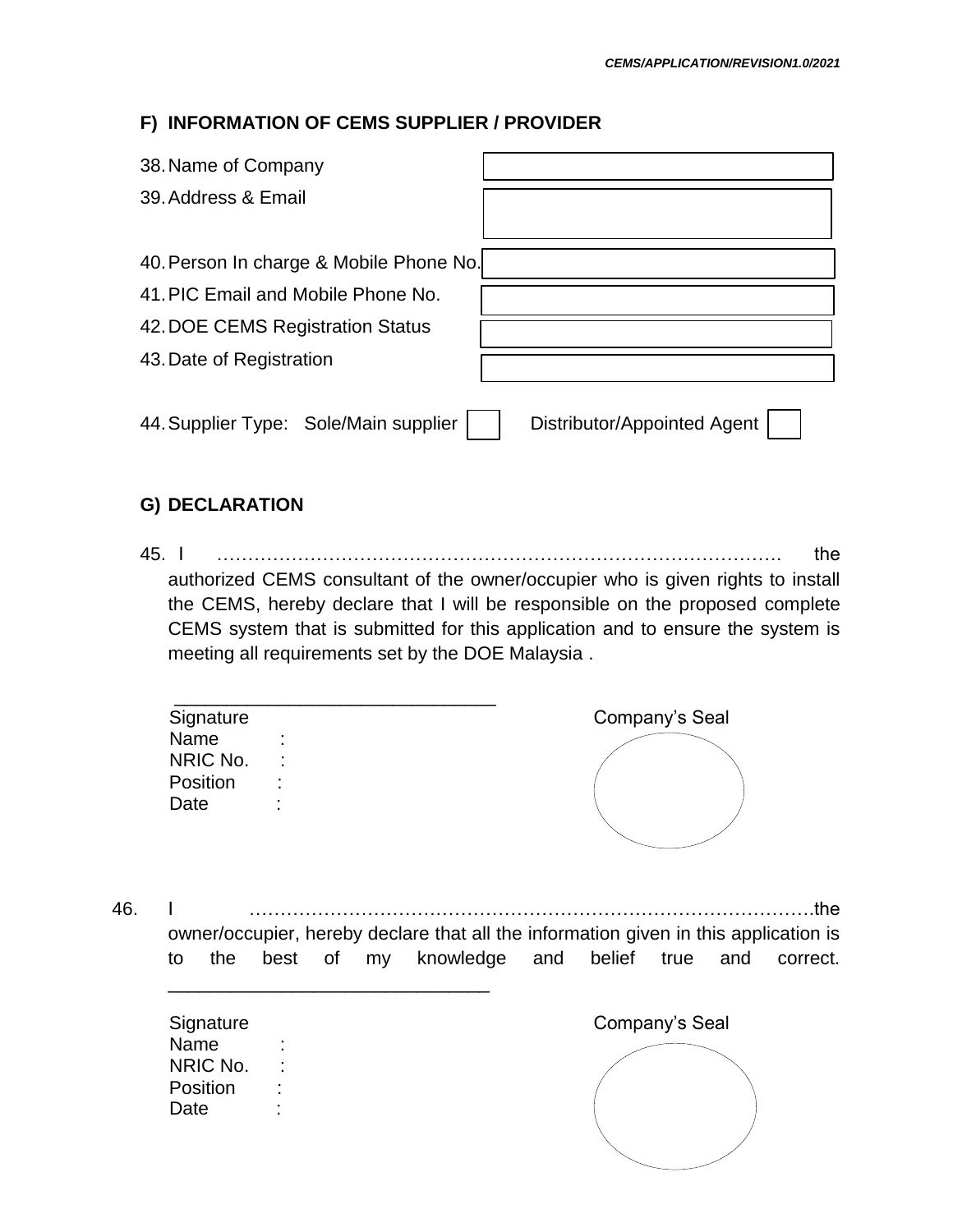## F) INFORMATION OF CEMS SUPPLIER / PROVIDER

| | |
|---|---|
| 38. Name of Company | |
| 39. Address & Email | |
| 40. Person In charge & Mobile Phone No. | |
| 41. PIC Email and Mobile Phone No. | |
| 42. DOE CEMS Registration Status | |
| 43. Date of Registration | |

44. Supplier Type: Sole/Main supplier ☐ Distributor/Appointed Agent ☐

## G) DECLARATION

45. I ……………………………………………………………………………. the authorized CEMS consultant of the owner/occupier who is given rights to install the CEMS, hereby declare that I will be responsible on the proposed complete CEMS system that is submitted for this application and to ensure the system is meeting all requirements set by the DOE Malaysia .

_______________________________

Signature
Name :
NRIC No. :
Position :
Date :

Company's Seal

46. I …………………………………………………………………………….the owner/occupier, hereby declare that all the information given in this application is to the best of my knowledge and belief true and correct.

_______________________________

Signature
Name :
NRIC No. :
Position :
Date :

Company's Seal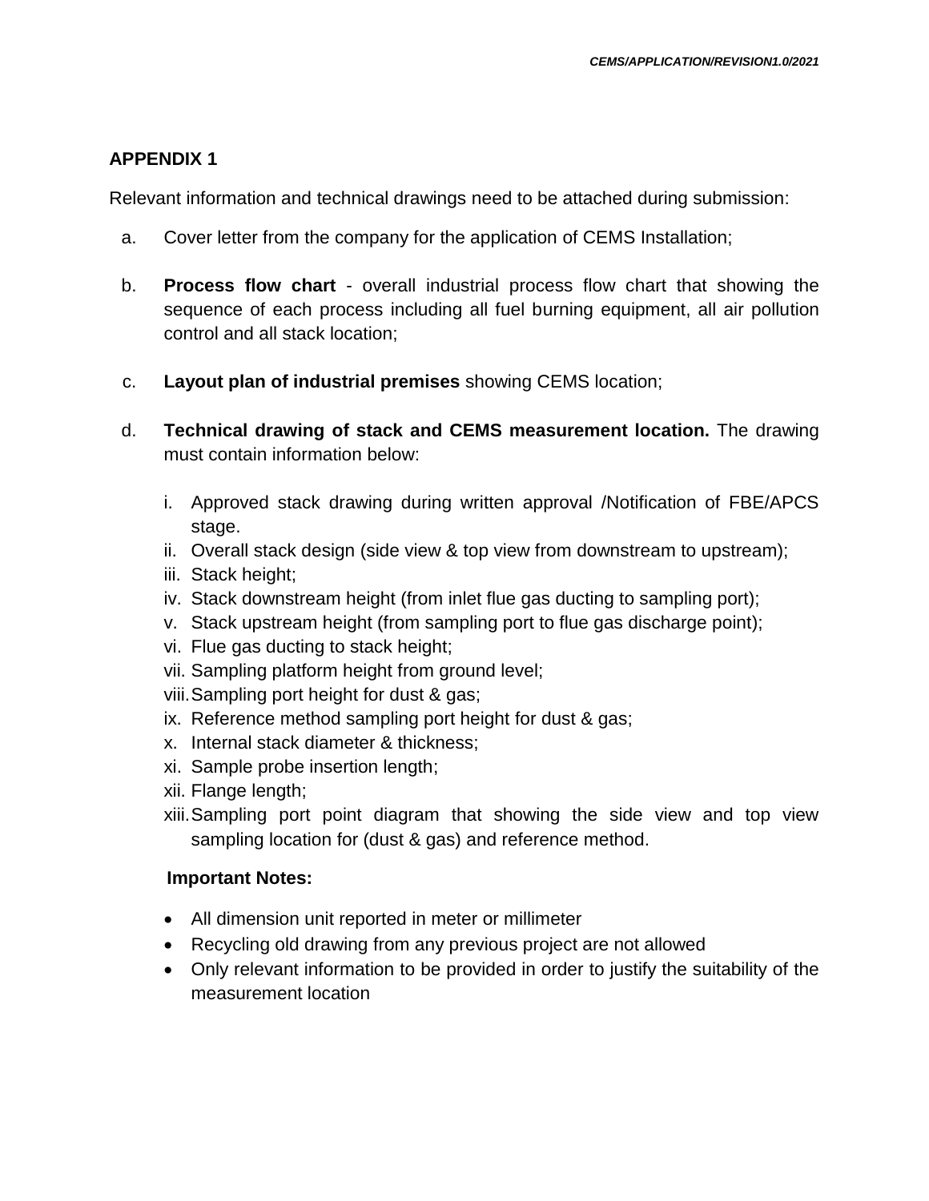## APPENDIX 1

Relevant information and technical drawings need to be attached during submission:

a. Cover letter from the company for the application of CEMS Installation;

b. **Process flow chart** - overall industrial process flow chart that showing the sequence of each process including all fuel burning equipment, all air pollution control and all stack location;

c. **Layout plan of industrial premises** showing CEMS location;

d. **Technical drawing of stack and CEMS measurement location.** The drawing must contain information below:

   i. Approved stack drawing during written approval /Notification of FBE/APCS stage.
   ii. Overall stack design (side view & top view from downstream to upstream);
   iii. Stack height;
   iv. Stack downstream height (from inlet flue gas ducting to sampling port);
   v. Stack upstream height (from sampling port to flue gas discharge point);
   vi. Flue gas ducting to stack height;
   vii. Sampling platform height from ground level;
   viii. Sampling port height for dust & gas;
   ix. Reference method sampling port height for dust & gas;
   x. Internal stack diameter & thickness;
   xi. Sample probe insertion length;
   xii. Flange length;
   xiii. Sampling port point diagram that showing the side view and top view sampling location for (dust & gas) and reference method.

   **Important Notes:**

   - All dimension unit reported in meter or millimeter
   - Recycling old drawing from any previous project are not allowed
   - Only relevant information to be provided in order to justify the suitability of the measurement location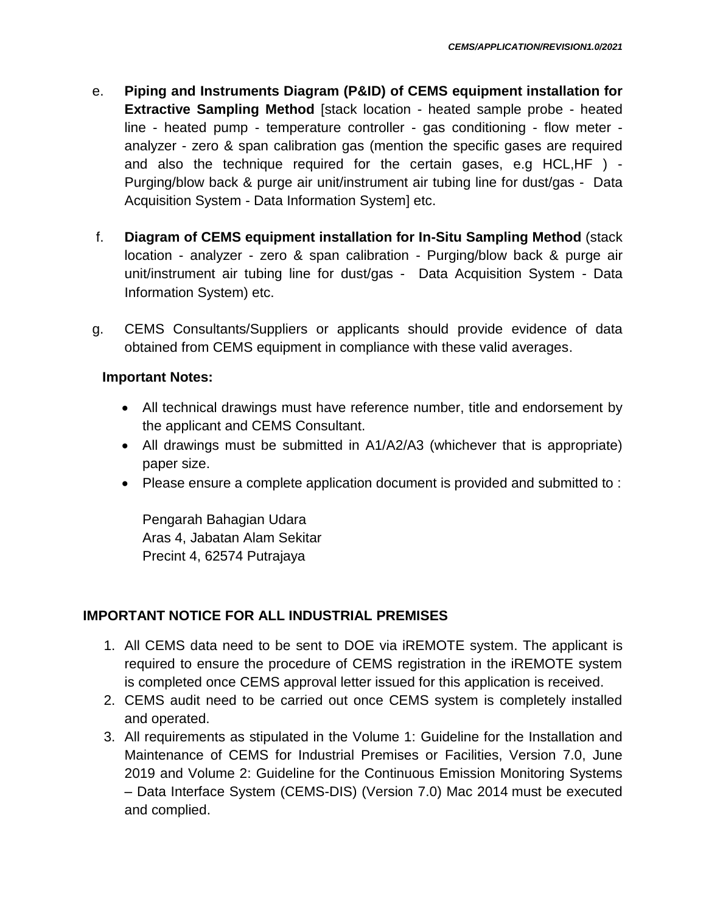e. **Piping and Instruments Diagram (P&ID) of CEMS equipment installation for Extractive Sampling Method** [stack location - heated sample probe - heated line - heated pump - temperature controller - gas conditioning - flow meter - analyzer - zero & span calibration gas (mention the specific gases are required and also the technique required for the certain gases, e.g HCL,HF ) - Purging/blow back & purge air unit/instrument air tubing line for dust/gas - Data Acquisition System - Data Information System] etc.

f. **Diagram of CEMS equipment installation for In-Situ Sampling Method** (stack location - analyzer - zero & span calibration - Purging/blow back & purge air unit/instrument air tubing line for dust/gas - Data Acquisition System - Data Information System) etc.

g. CEMS Consultants/Suppliers or applicants should provide evidence of data obtained from CEMS equipment in compliance with these valid averages.

**Important Notes:**

- All technical drawings must have reference number, title and endorsement by the applicant and CEMS Consultant.
- All drawings must be submitted in A1/A2/A3 (whichever that is appropriate) paper size.
- Please ensure a complete application document is provided and submitted to :

  Pengarah Bahagian Udara
  Aras 4, Jabatan Alam Sekitar
  Precint 4, 62574 Putrajaya

**IMPORTANT NOTICE FOR ALL INDUSTRIAL PREMISES**

1. All CEMS data need to be sent to DOE via iREMOTE system. The applicant is required to ensure the procedure of CEMS registration in the iREMOTE system is completed once CEMS approval letter issued for this application is received.
2. CEMS audit need to be carried out once CEMS system is completely installed and operated.
3. All requirements as stipulated in the Volume 1: Guideline for the Installation and Maintenance of CEMS for Industrial Premises or Facilities, Version 7.0, June 2019 and Volume 2: Guideline for the Continuous Emission Monitoring Systems – Data Interface System (CEMS-DIS) (Version 7.0) Mac 2014 must be executed and complied.